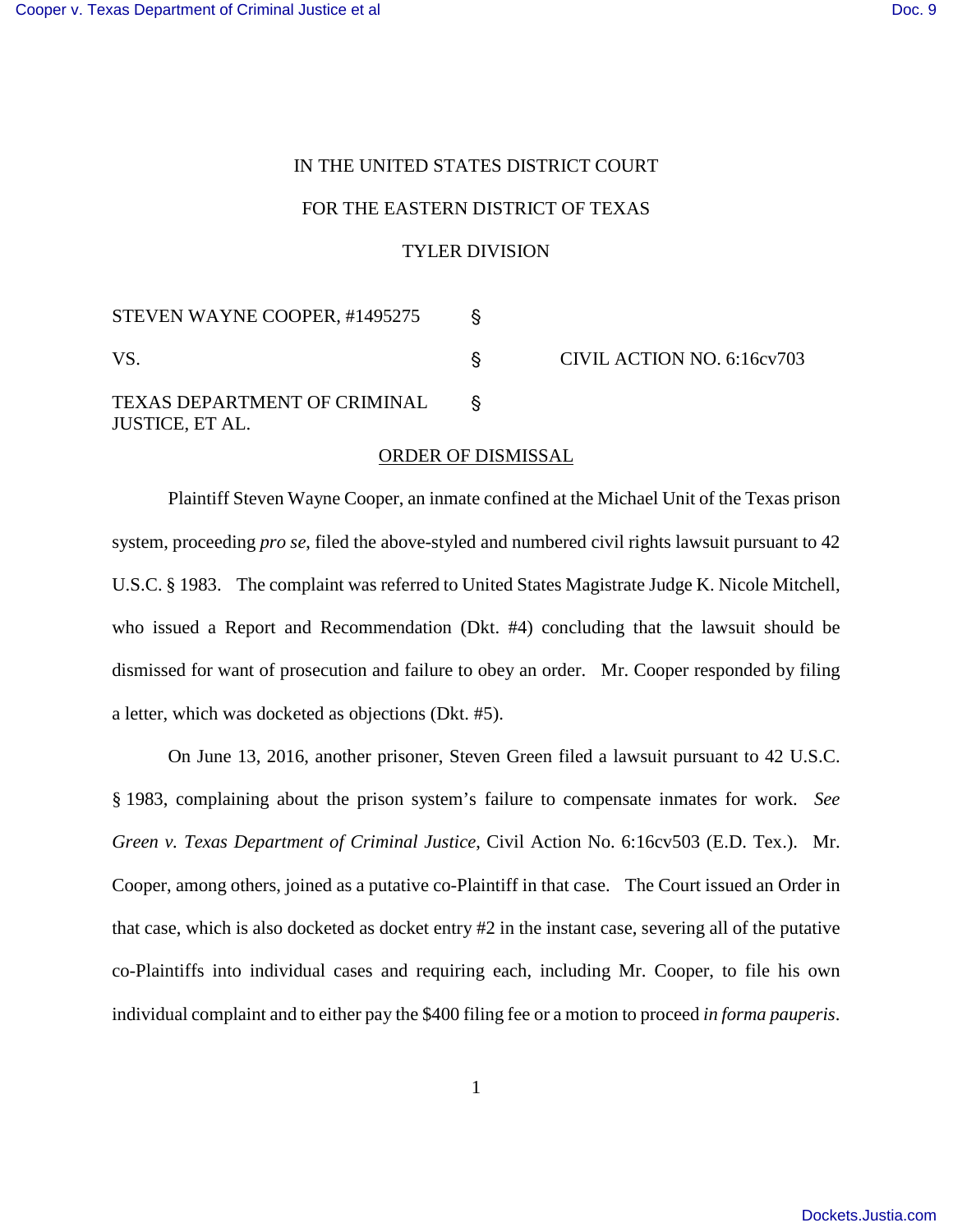IN THE UNITED STATES DISTRICT COURT

FOR THE EASTERN DISTRICT OF TEXAS

TYLER DIVISION

| | | |
|---|---|---|
| STEVEN WAYNE COOPER, #1495275 | § | |
| VS. | § | CIVIL ACTION NO. 6:16cv703 |
| TEXAS DEPARTMENT OF CRIMINAL JUSTICE, ET AL. | § | |

## ORDER OF DISMISSAL

Plaintiff Steven Wayne Cooper, an inmate confined at the Michael Unit of the Texas prison system, proceeding *pro se*, filed the above-styled and numbered civil rights lawsuit pursuant to 42 U.S.C. § 1983. The complaint was referred to United States Magistrate Judge K. Nicole Mitchell, who issued a Report and Recommendation (Dkt. #4) concluding that the lawsuit should be dismissed for want of prosecution and failure to obey an order. Mr. Cooper responded by filing a letter, which was docketed as objections (Dkt. #5).

On June 13, 2016, another prisoner, Steven Green filed a lawsuit pursuant to 42 U.S.C. § 1983, complaining about the prison system's failure to compensate inmates for work. *See Green v. Texas Department of Criminal Justice*, Civil Action No. 6:16cv503 (E.D. Tex.). Mr. Cooper, among others, joined as a putative co-Plaintiff in that case. The Court issued an Order in that case, which is also docketed as docket entry #2 in the instant case, severing all of the putative co-Plaintiffs into individual cases and requiring each, including Mr. Cooper, to file his own individual complaint and to either pay the $400 filing fee or a motion to proceed *in forma pauperis*.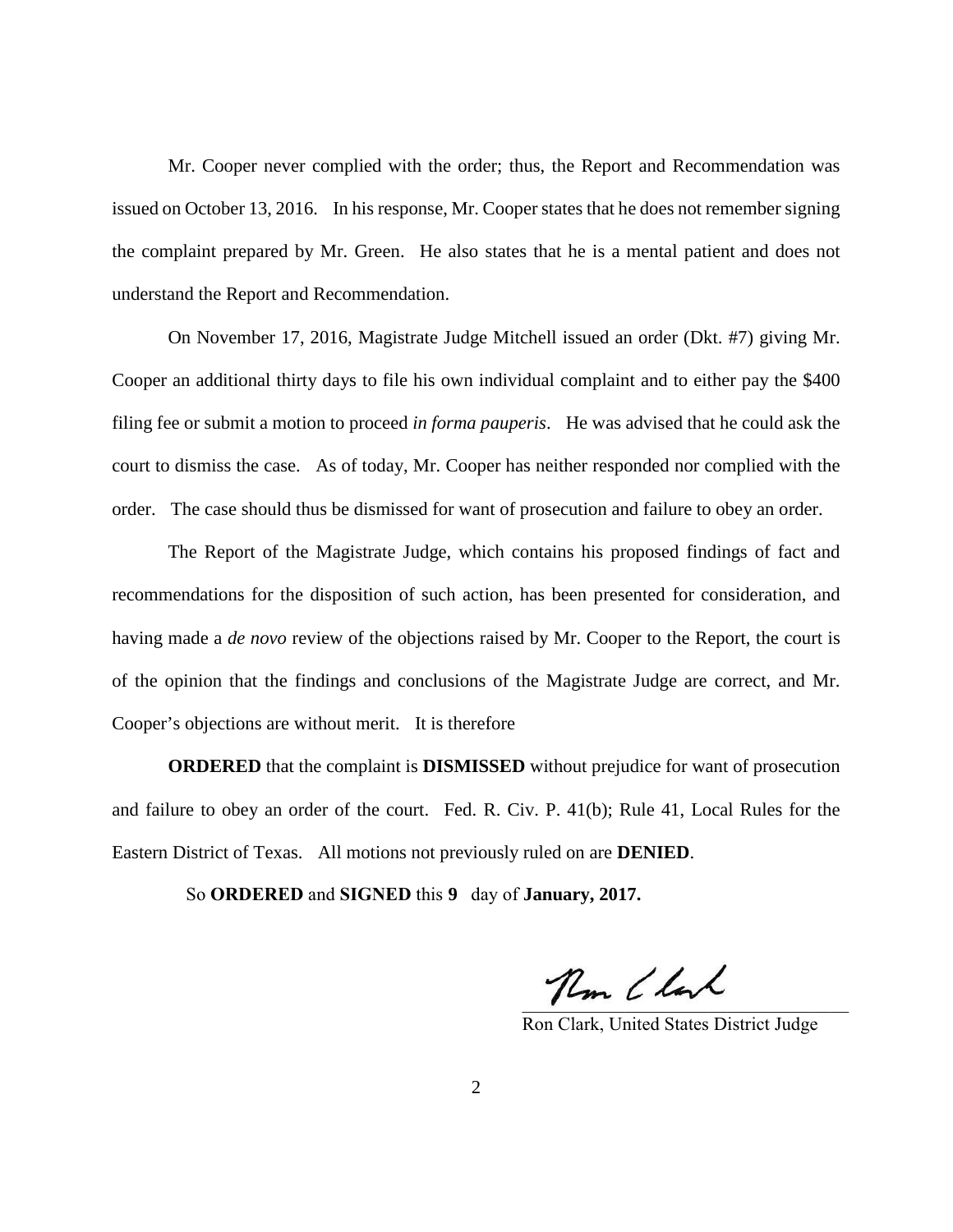Mr. Cooper never complied with the order; thus, the Report and Recommendation was issued on October 13, 2016. In his response, Mr. Cooper states that he does not remember signing the complaint prepared by Mr. Green. He also states that he is a mental patient and does not understand the Report and Recommendation.

On November 17, 2016, Magistrate Judge Mitchell issued an order (Dkt. #7) giving Mr. Cooper an additional thirty days to file his own individual complaint and to either pay the $400 filing fee or submit a motion to proceed *in forma pauperis*. He was advised that he could ask the court to dismiss the case. As of today, Mr. Cooper has neither responded nor complied with the order. The case should thus be dismissed for want of prosecution and failure to obey an order.

The Report of the Magistrate Judge, which contains his proposed findings of fact and recommendations for the disposition of such action, has been presented for consideration, and having made a *de novo* review of the objections raised by Mr. Cooper to the Report, the court is of the opinion that the findings and conclusions of the Magistrate Judge are correct, and Mr. Cooper's objections are without merit. It is therefore

**ORDERED** that the complaint is **DISMISSED** without prejudice for want of prosecution and failure to obey an order of the court. Fed. R. Civ. P. 41(b); Rule 41, Local Rules for the Eastern District of Texas. All motions not previously ruled on are **DENIED**.

So **ORDERED** and **SIGNED** this **9** day of **January, 2017.**

Ron Clark, United States District Judge